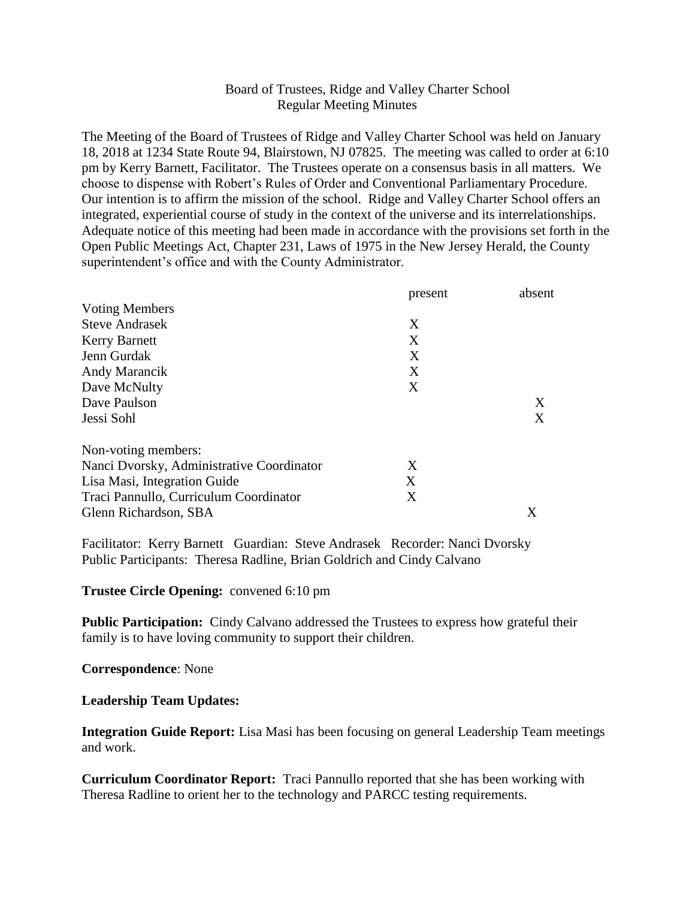Board of Trustees, Ridge and Valley Charter School
Regular Meeting Minutes

The Meeting of the Board of Trustees of Ridge and Valley Charter School was held on January 18, 2018 at 1234 State Route 94, Blairstown, NJ 07825. The meeting was called to order at 6:10 pm by Kerry Barnett, Facilitator. The Trustees operate on a consensus basis in all matters. We choose to dispense with Robert's Rules of Order and Conventional Parliamentary Procedure. Our intention is to affirm the mission of the school. Ridge and Valley Charter School offers an integrated, experiential course of study in the context of the universe and its interrelationships. Adequate notice of this meeting had been made in accordance with the provisions set forth in the Open Public Meetings Act, Chapter 231, Laws of 1975 in the New Jersey Herald, the County superintendent's office and with the County Administrator.

| | present | absent |
|---|---|---|
| Voting Members | | |
| Steve Andrasek | X | |
| Kerry Barnett | X | |
| Jenn Gurdak | X | |
| Andy Marancik | X | |
| Dave McNulty | X | |
| Dave Paulson | | X |
| Jessi Sohl | | X |
| | | |
| Non-voting members: | | |
| Nanci Dvorsky, Administrative Coordinator | X | |
| Lisa Masi, Integration Guide | X | |
| Traci Pannullo, Curriculum Coordinator | X | |
| Glenn Richardson, SBA | | X |

Facilitator: Kerry Barnett Guardian: Steve Andrasek Recorder: Nanci Dvorsky
Public Participants: Theresa Radline, Brian Goldrich and Cindy Calvano

**Trustee Circle Opening:** convened 6:10 pm

**Public Participation:** Cindy Calvano addressed the Trustees to express how grateful their family is to have loving community to support their children.

**Correspondence**: None

**Leadership Team Updates:**

**Integration Guide Report:** Lisa Masi has been focusing on general Leadership Team meetings and work.

**Curriculum Coordinator Report:** Traci Pannullo reported that she has been working with Theresa Radline to orient her to the technology and PARCC testing requirements.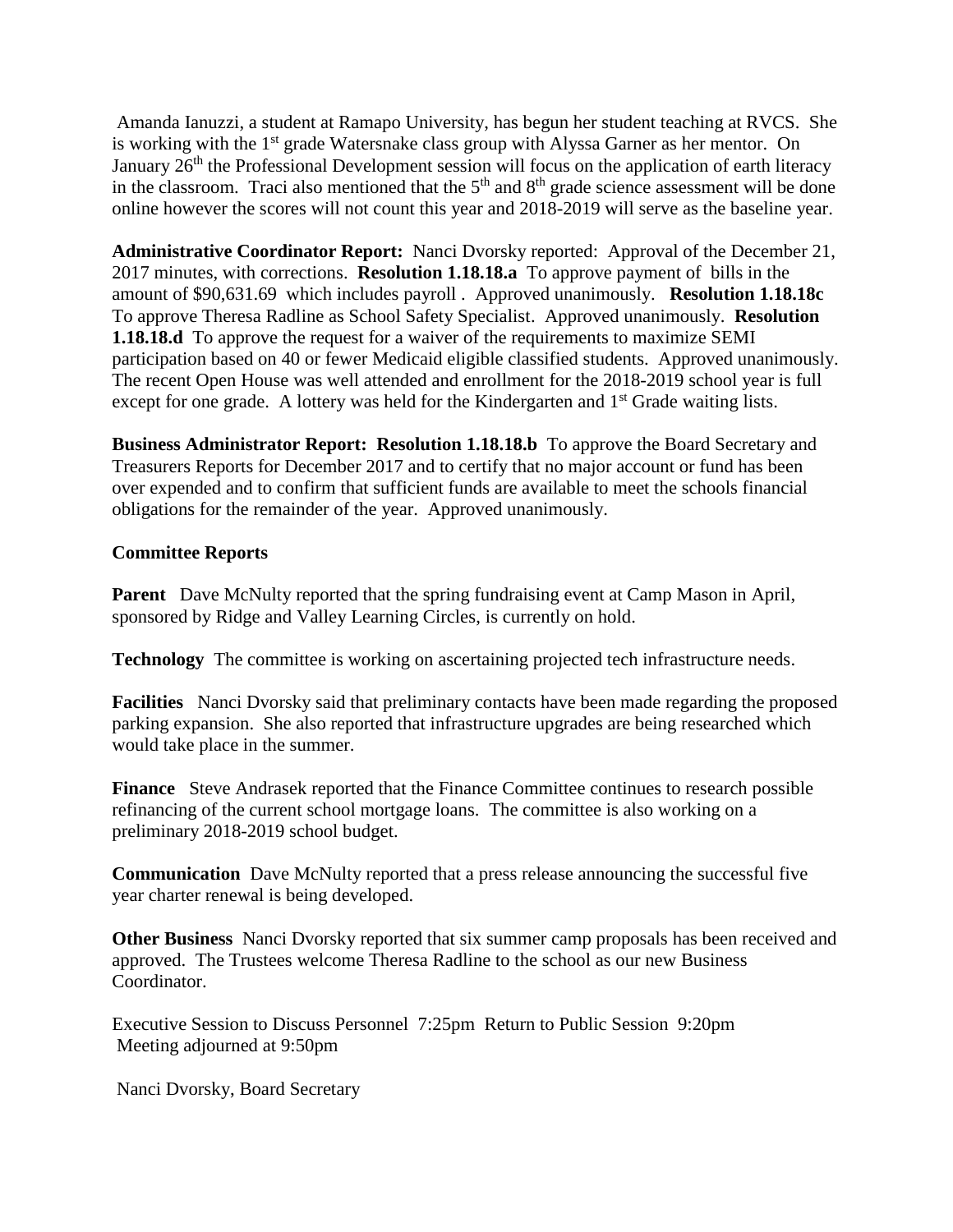Amanda Ianuzzi, a student at Ramapo University, has begun her student teaching at RVCS. She is working with the 1st grade Watersnake class group with Alyssa Garner as her mentor. On January 26th the Professional Development session will focus on the application of earth literacy in the classroom. Traci also mentioned that the 5th and 8th grade science assessment will be done online however the scores will not count this year and 2018-2019 will serve as the baseline year.

**Administrative Coordinator Report:** Nanci Dvorsky reported: Approval of the December 21, 2017 minutes, with corrections. **Resolution 1.18.18.a** To approve payment of bills in the amount of $90,631.69 which includes payroll . Approved unanimously. **Resolution 1.18.18c** To approve Theresa Radline as School Safety Specialist. Approved unanimously. **Resolution 1.18.18.d** To approve the request for a waiver of the requirements to maximize SEMI participation based on 40 or fewer Medicaid eligible classified students. Approved unanimously. The recent Open House was well attended and enrollment for the 2018-2019 school year is full except for one grade. A lottery was held for the Kindergarten and 1st Grade waiting lists.

**Business Administrator Report: Resolution 1.18.18.b** To approve the Board Secretary and Treasurers Reports for December 2017 and to certify that no major account or fund has been over expended and to confirm that sufficient funds are available to meet the schools financial obligations for the remainder of the year. Approved unanimously.

**Committee Reports**

**Parent** Dave McNulty reported that the spring fundraising event at Camp Mason in April, sponsored by Ridge and Valley Learning Circles, is currently on hold.

**Technology** The committee is working on ascertaining projected tech infrastructure needs.

**Facilities** Nanci Dvorsky said that preliminary contacts have been made regarding the proposed parking expansion. She also reported that infrastructure upgrades are being researched which would take place in the summer.

**Finance** Steve Andrasek reported that the Finance Committee continues to research possible refinancing of the current school mortgage loans. The committee is also working on a preliminary 2018-2019 school budget.

**Communication** Dave McNulty reported that a press release announcing the successful five year charter renewal is being developed.

**Other Business** Nanci Dvorsky reported that six summer camp proposals has been received and approved. The Trustees welcome Theresa Radline to the school as our new Business Coordinator.

Executive Session to Discuss Personnel 7:25pm Return to Public Session 9:20pm
Meeting adjourned at 9:50pm

Nanci Dvorsky, Board Secretary